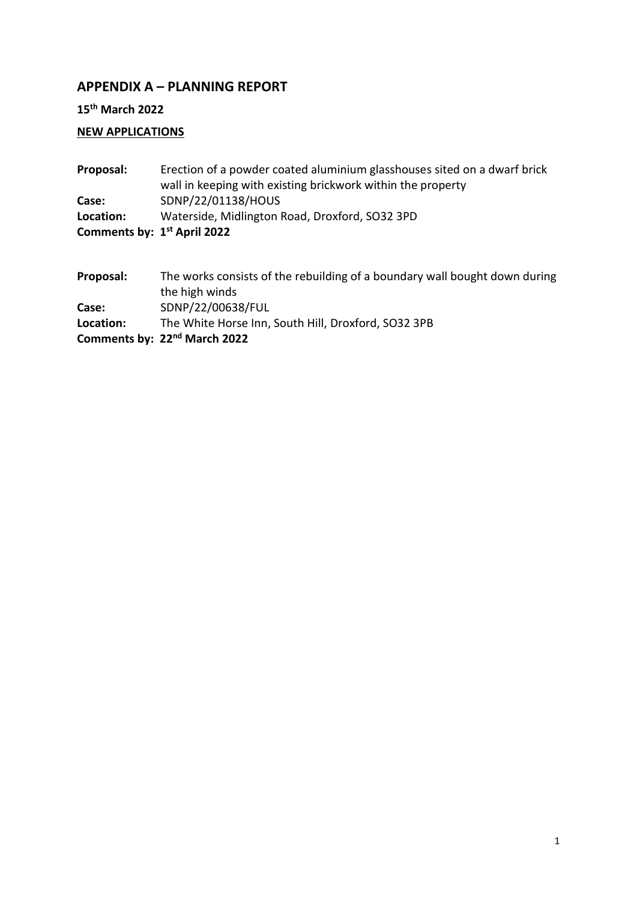## APPENDIX A – PLANNING REPORT

**15th March 2022**

**NEW APPLICATIONS**

**Proposal:** Erection of a powder coated aluminium glasshouses sited on a dwarf brick wall in keeping with existing brickwork within the property
**Case:** SDNP/22/01138/HOUS
**Location:** Waterside, Midlington Road, Droxford, SO32 3PD
**Comments by: 1st April 2022**

**Proposal:** The works consists of the rebuilding of a boundary wall bought down during the high winds
**Case:** SDNP/22/00638/FUL
**Location:** The White Horse Inn, South Hill, Droxford, SO32 3PB
**Comments by: 22nd March 2022**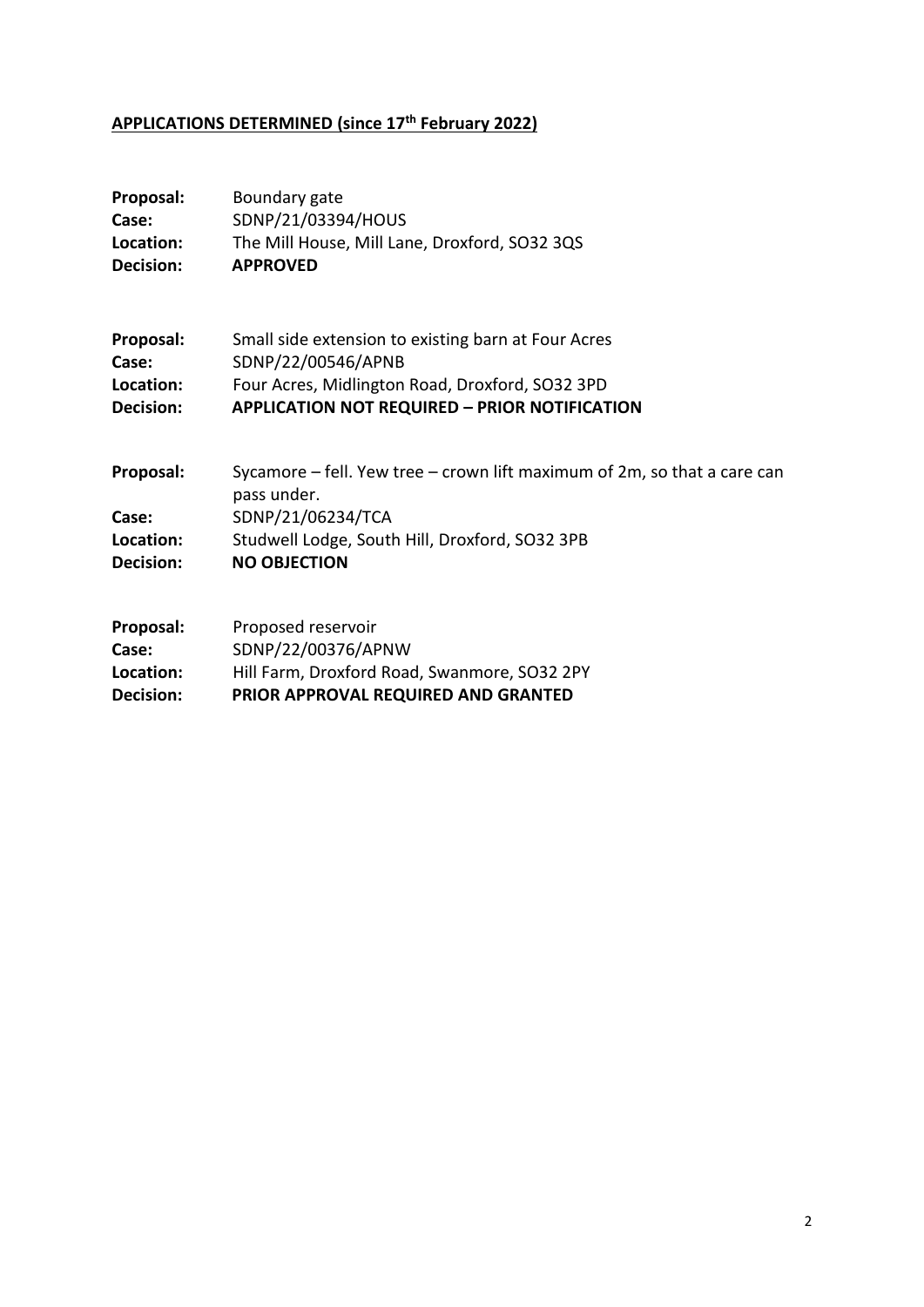## APPLICATIONS DETERMINED (since 17th February 2022)

**Proposal:** Boundary gate
**Case:** SDNP/21/03394/HOUS
**Location:** The Mill House, Mill Lane, Droxford, SO32 3QS
**Decision:** **APPROVED**

**Proposal:** Small side extension to existing barn at Four Acres
**Case:** SDNP/22/00546/APNB
**Location:** Four Acres, Midlington Road, Droxford, SO32 3PD
**Decision:** **APPLICATION NOT REQUIRED – PRIOR NOTIFICATION**

**Proposal:** Sycamore – fell. Yew tree – crown lift maximum of 2m, so that a care can pass under.
**Case:** SDNP/21/06234/TCA
**Location:** Studwell Lodge, South Hill, Droxford, SO32 3PB
**Decision:** **NO OBJECTION**

**Proposal:** Proposed reservoir
**Case:** SDNP/22/00376/APNW
**Location:** Hill Farm, Droxford Road, Swanmore, SO32 2PY
**Decision:** **PRIOR APPROVAL REQUIRED AND GRANTED**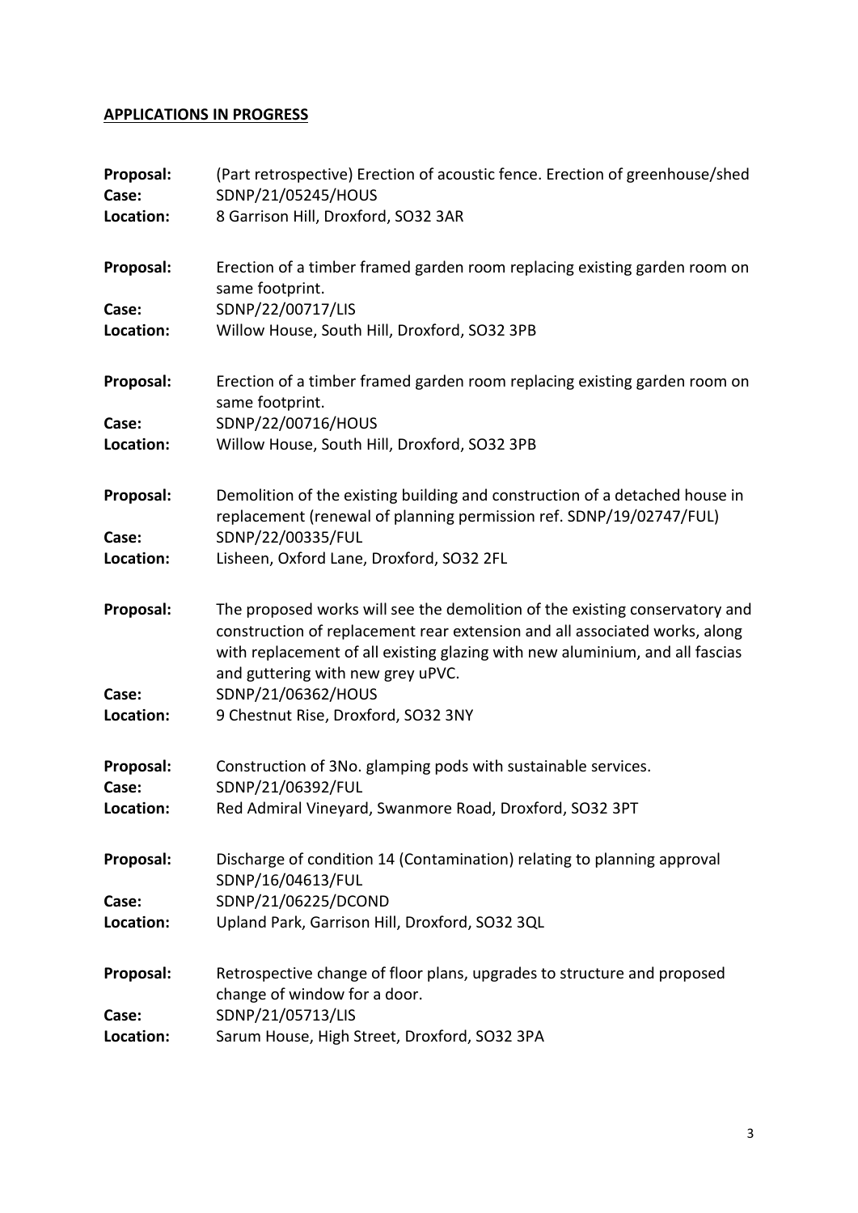## APPLICATIONS IN PROGRESS

**Proposal:** (Part retrospective) Erection of acoustic fence. Erection of greenhouse/shed
**Case:** SDNP/21/05245/HOUS
**Location:** 8 Garrison Hill, Droxford, SO32 3AR

**Proposal:** Erection of a timber framed garden room replacing existing garden room on same footprint.
**Case:** SDNP/22/00717/LIS
**Location:** Willow House, South Hill, Droxford, SO32 3PB

**Proposal:** Erection of a timber framed garden room replacing existing garden room on same footprint.
**Case:** SDNP/22/00716/HOUS
**Location:** Willow House, South Hill, Droxford, SO32 3PB

**Proposal:** Demolition of the existing building and construction of a detached house in replacement (renewal of planning permission ref. SDNP/19/02747/FUL)
**Case:** SDNP/22/00335/FUL
**Location:** Lisheen, Oxford Lane, Droxford, SO32 2FL

**Proposal:** The proposed works will see the demolition of the existing conservatory and construction of replacement rear extension and all associated works, along with replacement of all existing glazing with new aluminium, and all fascias and guttering with new grey uPVC.
**Case:** SDNP/21/06362/HOUS
**Location:** 9 Chestnut Rise, Droxford, SO32 3NY

**Proposal:** Construction of 3No. glamping pods with sustainable services.
**Case:** SDNP/21/06392/FUL
**Location:** Red Admiral Vineyard, Swanmore Road, Droxford, SO32 3PT

**Proposal:** Discharge of condition 14 (Contamination) relating to planning approval SDNP/16/04613/FUL
**Case:** SDNP/21/06225/DCOND
**Location:** Upland Park, Garrison Hill, Droxford, SO32 3QL

**Proposal:** Retrospective change of floor plans, upgrades to structure and proposed change of window for a door.
**Case:** SDNP/21/05713/LIS
**Location:** Sarum House, High Street, Droxford, SO32 3PA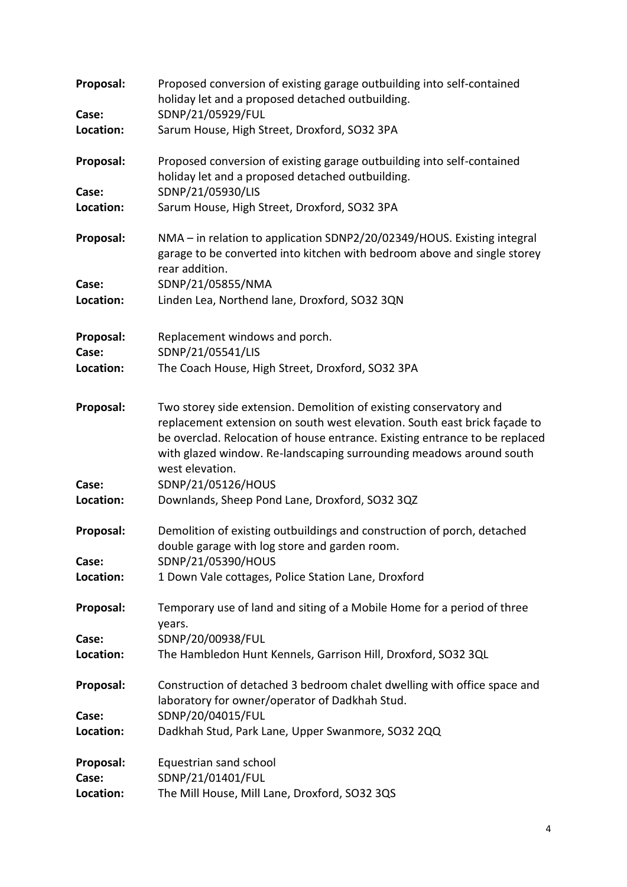**Proposal:** Proposed conversion of existing garage outbuilding into self-contained holiday let and a proposed detached outbuilding.
**Case:** SDNP/21/05929/FUL
**Location:** Sarum House, High Street, Droxford, SO32 3PA

**Proposal:** Proposed conversion of existing garage outbuilding into self-contained holiday let and a proposed detached outbuilding.
**Case:** SDNP/21/05930/LIS
**Location:** Sarum House, High Street, Droxford, SO32 3PA

**Proposal:** NMA – in relation to application SDNP2/20/02349/HOUS. Existing integral garage to be converted into kitchen with bedroom above and single storey rear addition.
**Case:** SDNP/21/05855/NMA
**Location:** Linden Lea, Northend lane, Droxford, SO32 3QN

**Proposal:** Replacement windows and porch.
**Case:** SDNP/21/05541/LIS
**Location:** The Coach House, High Street, Droxford, SO32 3PA

**Proposal:** Two storey side extension. Demolition of existing conservatory and replacement extension on south west elevation. South east brick façade to be overclad. Relocation of house entrance. Existing entrance to be replaced with glazed window. Re-landscaping surrounding meadows around south west elevation.
**Case:** SDNP/21/05126/HOUS
**Location:** Downlands, Sheep Pond Lane, Droxford, SO32 3QZ

**Proposal:** Demolition of existing outbuildings and construction of porch, detached double garage with log store and garden room.
**Case:** SDNP/21/05390/HOUS
**Location:** 1 Down Vale cottages, Police Station Lane, Droxford

**Proposal:** Temporary use of land and siting of a Mobile Home for a period of three years.
**Case:** SDNP/20/00938/FUL
**Location:** The Hambledon Hunt Kennels, Garrison Hill, Droxford, SO32 3QL

**Proposal:** Construction of detached 3 bedroom chalet dwelling with office space and laboratory for owner/operator of Dadkhah Stud.
**Case:** SDNP/20/04015/FUL
**Location:** Dadkhah Stud, Park Lane, Upper Swanmore, SO32 2QQ

**Proposal:** Equestrian sand school
**Case:** SDNP/21/01401/FUL
**Location:** The Mill House, Mill Lane, Droxford, SO32 3QS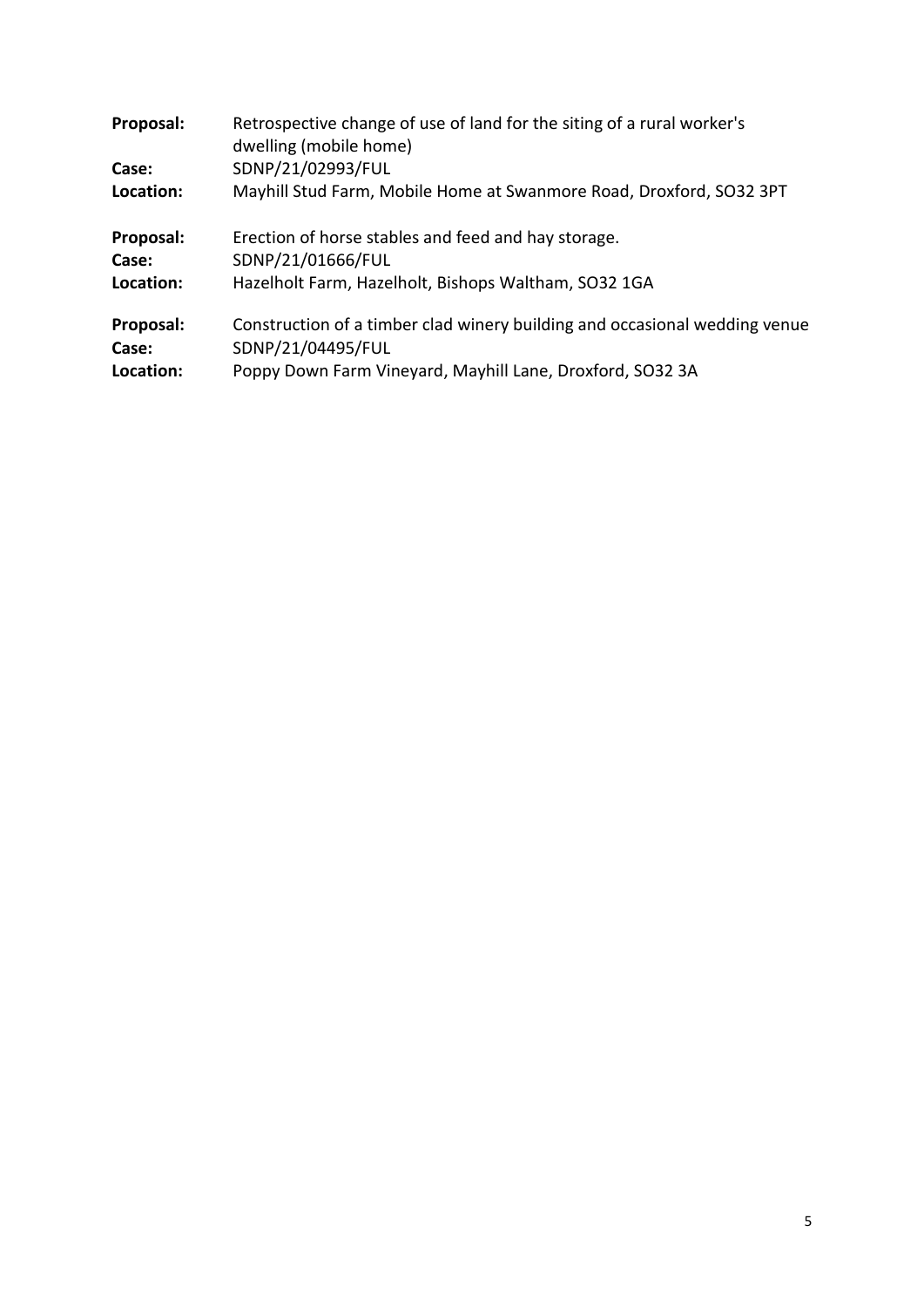**Proposal:** Retrospective change of use of land for the siting of a rural worker's dwelling (mobile home)
**Case:** SDNP/21/02993/FUL
**Location:** Mayhill Stud Farm, Mobile Home at Swanmore Road, Droxford, SO32 3PT

**Proposal:** Erection of horse stables and feed and hay storage.
**Case:** SDNP/21/01666/FUL
**Location:** Hazelholt Farm, Hazelholt, Bishops Waltham, SO32 1GA

**Proposal:** Construction of a timber clad winery building and occasional wedding venue
**Case:** SDNP/21/04495/FUL
**Location:** Poppy Down Farm Vineyard, Mayhill Lane, Droxford, SO32 3A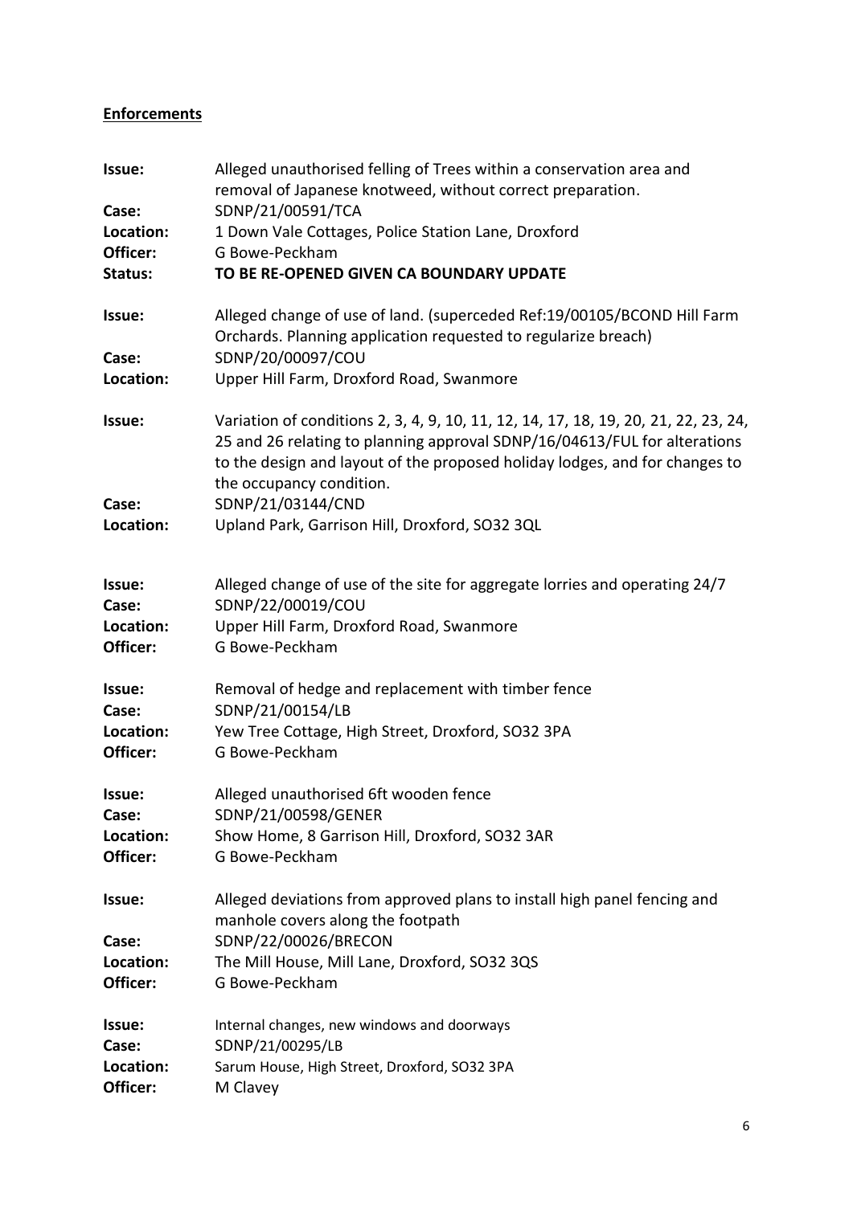## Enforcements

**Issue:** Alleged unauthorised felling of Trees within a conservation area and removal of Japanese knotweed, without correct preparation.
**Case:** SDNP/21/00591/TCA
**Location:** 1 Down Vale Cottages, Police Station Lane, Droxford
**Officer:** G Bowe-Peckham
**Status:** **TO BE RE-OPENED GIVEN CA BOUNDARY UPDATE**

**Issue:** Alleged change of use of land. (superceded Ref:19/00105/BCOND Hill Farm Orchards. Planning application requested to regularize breach)
**Case:** SDNP/20/00097/COU
**Location:** Upper Hill Farm, Droxford Road, Swanmore

**Issue:** Variation of conditions 2, 3, 4, 9, 10, 11, 12, 14, 17, 18, 19, 20, 21, 22, 23, 24, 25 and 26 relating to planning approval SDNP/16/04613/FUL for alterations to the design and layout of the proposed holiday lodges, and for changes to the occupancy condition.
**Case:** SDNP/21/03144/CND
**Location:** Upland Park, Garrison Hill, Droxford, SO32 3QL

**Issue:** Alleged change of use of the site for aggregate lorries and operating 24/7
**Case:** SDNP/22/00019/COU
**Location:** Upper Hill Farm, Droxford Road, Swanmore
**Officer:** G Bowe-Peckham

**Issue:** Removal of hedge and replacement with timber fence
**Case:** SDNP/21/00154/LB
**Location:** Yew Tree Cottage, High Street, Droxford, SO32 3PA
**Officer:** G Bowe-Peckham

**Issue:** Alleged unauthorised 6ft wooden fence
**Case:** SDNP/21/00598/GENER
**Location:** Show Home, 8 Garrison Hill, Droxford, SO32 3AR
**Officer:** G Bowe-Peckham

**Issue:** Alleged deviations from approved plans to install high panel fencing and manhole covers along the footpath
**Case:** SDNP/22/00026/BRECON
**Location:** The Mill House, Mill Lane, Droxford, SO32 3QS
**Officer:** G Bowe-Peckham

**Issue:** Internal changes, new windows and doorways
**Case:** SDNP/21/00295/LB
**Location:** Sarum House, High Street, Droxford, SO32 3PA
**Officer:** M Clavey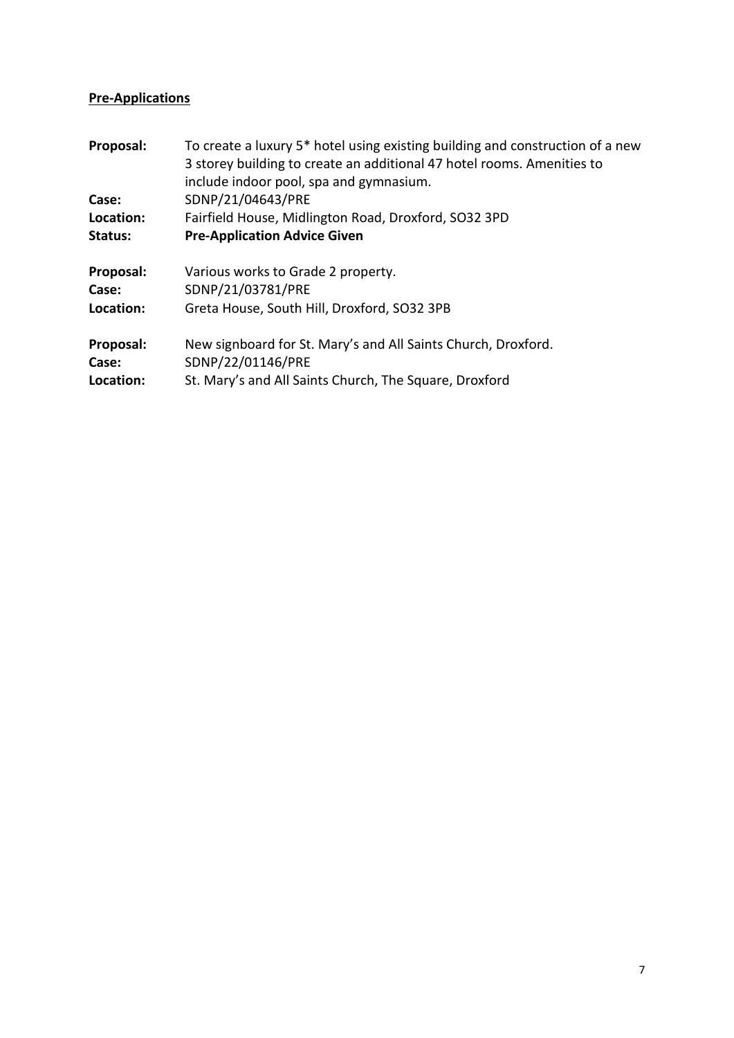**Pre-Applications**

**Proposal:** To create a luxury 5* hotel using existing building and construction of a new 3 storey building to create an additional 47 hotel rooms. Amenities to include indoor pool, spa and gymnasium.
**Case:** SDNP/21/04643/PRE
**Location:** Fairfield House, Midlington Road, Droxford, SO32 3PD
**Status:** **Pre-Application Advice Given**

**Proposal:** Various works to Grade 2 property.
**Case:** SDNP/21/03781/PRE
**Location:** Greta House, South Hill, Droxford, SO32 3PB

**Proposal:** New signboard for St. Mary's and All Saints Church, Droxford.
**Case:** SDNP/22/01146/PRE
**Location:** St. Mary's and All Saints Church, The Square, Droxford